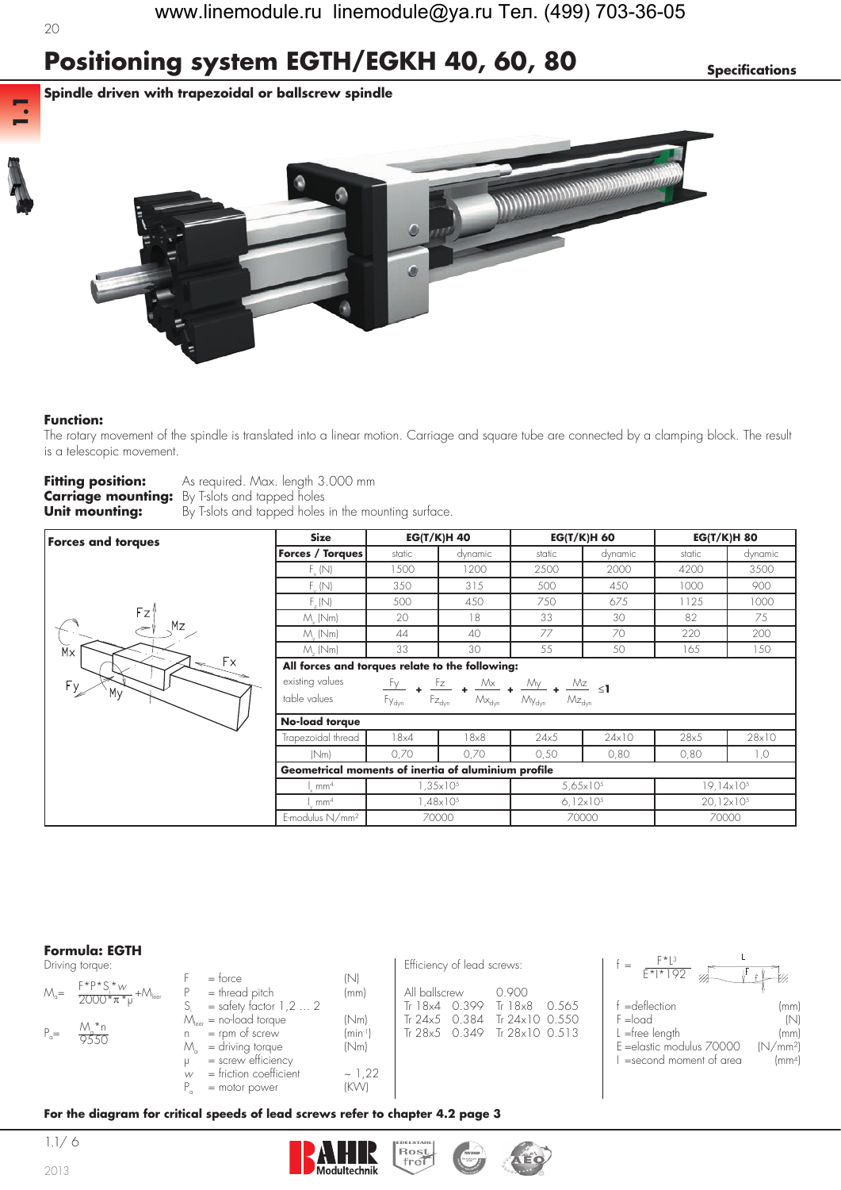# Positioning system EGTH/EGKH 40, 60, 80

**Specifications**

## Spindle driven with trapezoidal or ballscrew spindle

**Function:**
The rotary movement of the spindle is translated into a linear motion. Carriage and square tube are connected by a clamping block. The result is a telescopic movement.

**Fitting position:** As required. Max. length 3.000 mm
**Carriage mounting:** By T-slots and tapped holes
**Unit mounting:** By T-slots and tapped holes in the mounting surface.

**Forces and torques**

| Size | EG(T/K)H 40 | | EG(T/K)H 60 | | EG(T/K)H 80 | |
|---|---|---|---|---|---|---|
| **Forces / Torques** | static | dynamic | static | dynamic | static | dynamic |
| $F_x$ (N) | 1500 | 1200 | 2500 | 2000 | 4200 | 3500 |
| $F_y$ (N) | 350 | 315 | 500 | 450 | 1000 | 900 |
| $F_z$ (N) | 500 | 450 | 750 | 675 | 1125 | 1000 |
| $M_x$ (Nm) | 20 | 18 | 33 | 30 | 82 | 75 |
| $M_y$ (Nm) | 44 | 40 | 77 | 70 | 220 | 200 |
| $M_z$ (Nm) | 33 | 30 | 55 | 50 | 165 | 150 |

**All forces and torques relate to the following:**

existing values / table values

$$\frac{Fy}{Fy_{dyn}} + \frac{Fz}{Fz_{dyn}} + \frac{Mx}{Mx_{dyn}} + \frac{My}{My_{dyn}} + \frac{Mz}{Mz_{dyn}} \leq 1$$

**No-load torque**

| Trapezoidal thread | 18x4 | 18x8 | 24x5 | 24x10 | 28x5 | 28x10 |
|---|---|---|---|---|---|---|
| (Nm) | 0,70 | 0,70 | 0,50 | 0,80 | 0,80 | 1,0 |

**Geometrical moments of inertia of aluminium profile**

| | EG(T/K)H 40 | EG(T/K)H 60 | EG(T/K)H 80 |
|---|---|---|---|
| $I_x$ mm⁴ | $1,35 \times 10^5$ | $5,65 \times 10^5$ | $19,14 \times 10^5$ |
| $I_y$ mm⁴ | $1,48 \times 10^5$ | $6,12 \times 10^5$ | $20,12 \times 10^5$ |
| E-modulus N/mm² | 70000 | 70000 | 70000 |

**Formula: EGTH**

Driving torque:

$$M_a = \frac{F \cdot P \cdot S_i \cdot w}{2000 \cdot \pi \cdot \mu} + M_{leer}$$

$$P_a = \frac{M_a \cdot n}{9550}$$

| | | |
|---|---|---|
| F | = force | (N) |
| P | = thread pitch | (mm) |
| $S_i$ | = safety factor 1,2 ... 2 | |
| $M_{leer}$ | = no-load torque | (Nm) |
| n | = rpm of screw | (min⁻¹) |
| $M_a$ | = driving torque | (Nm) |
| μ | = screw efficiency | |
| w | = friction coefficient | ~ 1,22 |
| $P_a$ | = motor power | (KW) |

Efficiency of lead screws:

| | | | |
|---|---|---|---|
| All ballscrew | 0.900 | | |
| Tr 18x4 | 0.399 | Tr 18x8 | 0.565 |
| Tr 24x5 | 0.384 | Tr 24x10 | 0.550 |
| Tr 28x5 | 0.349 | Tr 28x10 | 0.513 |

$$f = \frac{F \cdot L^3}{E \cdot I \cdot 192}$$

| | | |
|---|---|---|
| f | = deflection | (mm) |
| F | = load | (N) |
| L | = free length | (mm) |
| E | = elastic modulus 70000 | (N/mm²) |
| I | = second moment of area | (mm⁴) |

**For the diagram for critical speeds of lead screws refer to chapter 4.2 page 3**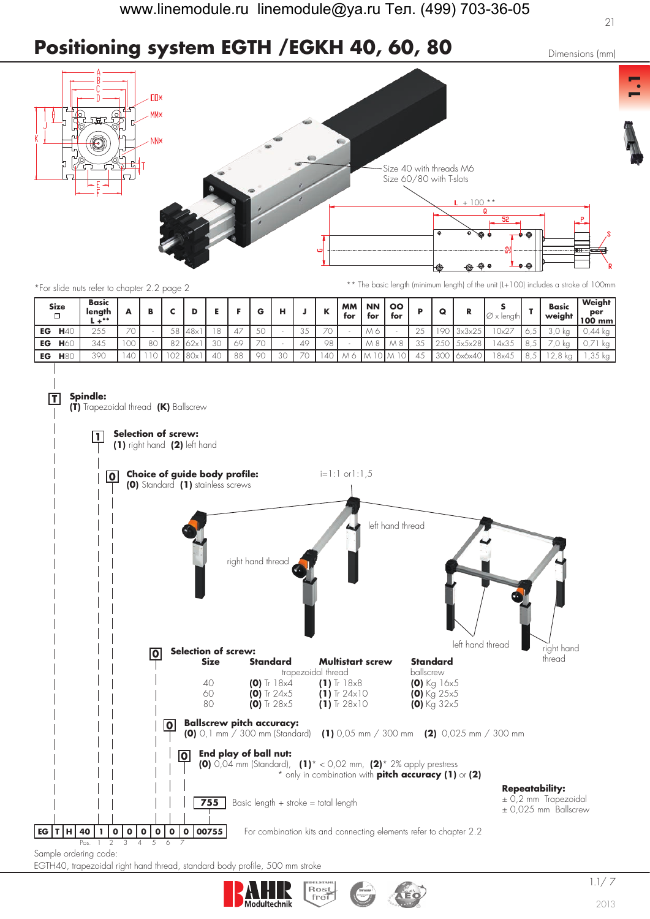www.linemodule.ru linemodule@ya.ru Тел. (499) 703-36-05

# Positioning system EGTH /EGKH 40, 60, 80

Dimensions (mm)

Size 40 with threads M6
Size 60/80 with T-slots

L + 100 **

*For slide nuts refer to chapter 2.2 page 2

** The basic length (minimum length) of the unit (L+100) includes a stroke of 100mm

| Size ❐ | Basic length L +** | A | B | C | D | E | F | G | H | J | K | MM for | NN for | OO for | P | Q | R | S ∅ x length | T | Basic weight | Weight per 100 mm |
|---|---|---|---|---|---|---|---|---|---|---|---|---|---|---|---|---|---|---|---|---|---|
| EG H40 | 255 | 70 | - | 58 | 48x1 | 18 | 47 | 50 | - | 35 | 70 | - | M 6 | - | 25 | 190 | 3x3x25 | 10x27 | 6,5 | 3,0 kg | 0,44 kg |
| EG H60 | 345 | 100 | 80 | 82 | 62x1 | 30 | 69 | 70 | - | 49 | 98 | - | M 8 | M 8 | 35 | 250 | 5x5x28 | 14x35 | 8,5 | 7,0 kg | 0,71 kg |
| EG H80 | 390 | 140 | 110 | 102 | 80x1 | 40 | 88 | 90 | 30 | 70 | 140 | M 6 | M 10 | M 10 | 45 | 300 | 6x6x40 | 18x45 | 8,5 | 12,8 kg | 1,35 kg |

**T** **Spindle:**
**(T)** Trapezoidal thread **(K)** Ballscrew

**1** **Selection of screw:**
**(1)** right hand **(2)** left hand

**0** **Choice of guide body profile:**
**(0)** Standard **(1)** stainless screws

i=1:1 or 1:1,5

left hand thread

right hand thread

left hand thread

right hand thread

**0** **Selection of screw:**

| Size | Standard | Multistart screw | Standard |
|---|---|---|---|
| | trapezoidal thread | | ballscrew |
| 40 | **(0)** Tr 18x4 | **(1)** Tr 18x8 | **(0)** Kg 16x5 |
| 60 | **(0)** Tr 24x5 | **(1)** Tr 24x10 | **(0)** Kg 25x5 |
| 80 | **(0)** Tr 28x5 | **(1)** Tr 28x10 | **(0)** Kg 32x5 |

**0** **Ballscrew pitch accuracy:**
**(0)** 0,1 mm / 300 mm (Standard) **(1)** 0,05 mm / 300 mm **(2)** 0,025 mm / 300 mm

**0** **End play of ball nut:**
**(0)** 0,04 mm (Standard), **(1)*** < 0,02 mm, **(2)*** 2% apply prestress
* only in combination with **pitch accuracy (1)** or **(2)**

**755** Basic length + stroke = total length

**Repeatability:**
± 0,2 mm Trapezoidal
± 0,025 mm Ballscrew

| EG | T | H | 40 | 1 | 0 | 0 | 0 | 0 | 0 | 0 | 00755 |
|---|---|---|---|---|---|---|---|---|---|---|---|
| | | | Pos. | 1 | 2 | 3 | 4 | 5 | 6 | 7 | |

For combination kits and connecting elements refer to chapter 2.2

Sample ordering code:
EGTH40, trapezoidal right hand thread, standard body profile, 500 mm stroke